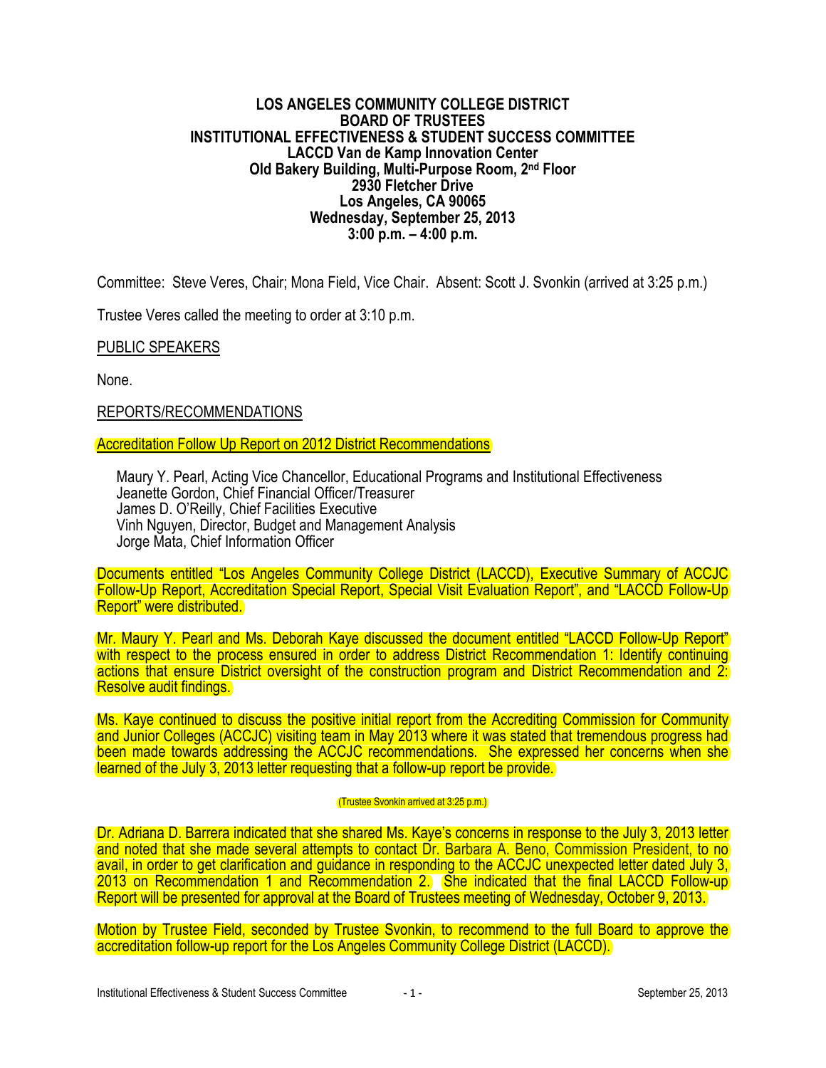**LOS ANGELES COMMUNITY COLLEGE DISTRICT**
**BOARD OF TRUSTEES**
**INSTITUTIONAL EFFECTIVENESS & STUDENT SUCCESS COMMITTEE**
**LACCD Van de Kamp Innovation Center**
**Old Bakery Building, Multi-Purpose Room, 2nd Floor**
**2930 Fletcher Drive**
**Los Angeles, CA 90065**
**Wednesday, September 25, 2013**
**3:00 p.m. – 4:00 p.m.**

Committee: Steve Veres, Chair; Mona Field, Vice Chair. Absent: Scott J. Svonkin (arrived at 3:25 p.m.)

Trustee Veres called the meeting to order at 3:10 p.m.

PUBLIC SPEAKERS

None.

REPORTS/RECOMMENDATIONS

Accreditation Follow Up Report on 2012 District Recommendations

Maury Y. Pearl, Acting Vice Chancellor, Educational Programs and Institutional Effectiveness
Jeanette Gordon, Chief Financial Officer/Treasurer
James D. O'Reilly, Chief Facilities Executive
Vinh Nguyen, Director, Budget and Management Analysis
Jorge Mata, Chief Information Officer

Documents entitled "Los Angeles Community College District (LACCD), Executive Summary of ACCJC Follow-Up Report, Accreditation Special Report, Special Visit Evaluation Report", and "LACCD Follow-Up Report" were distributed.

Mr. Maury Y. Pearl and Ms. Deborah Kaye discussed the document entitled "LACCD Follow-Up Report" with respect to the process ensured in order to address District Recommendation 1: Identify continuing actions that ensure District oversight of the construction program and District Recommendation and 2: Resolve audit findings.

Ms. Kaye continued to discuss the positive initial report from the Accrediting Commission for Community and Junior Colleges (ACCJC) visiting team in May 2013 where it was stated that tremendous progress had been made towards addressing the ACCJC recommendations. She expressed her concerns when she learned of the July 3, 2013 letter requesting that a follow-up report be provide.

(Trustee Svonkin arrived at 3:25 p.m.)

Dr. Adriana D. Barrera indicated that she shared Ms. Kaye's concerns in response to the July 3, 2013 letter and noted that she made several attempts to contact Dr. Barbara A. Beno, Commission President, to no avail, in order to get clarification and guidance in responding to the ACCJC unexpected letter dated July 3, 2013 on Recommendation 1 and Recommendation 2. She indicated that the final LACCD Follow-up Report will be presented for approval at the Board of Trustees meeting of Wednesday, October 9, 2013.

Motion by Trustee Field, seconded by Trustee Svonkin, to recommend to the full Board to approve the accreditation follow-up report for the Los Angeles Community College District (LACCD).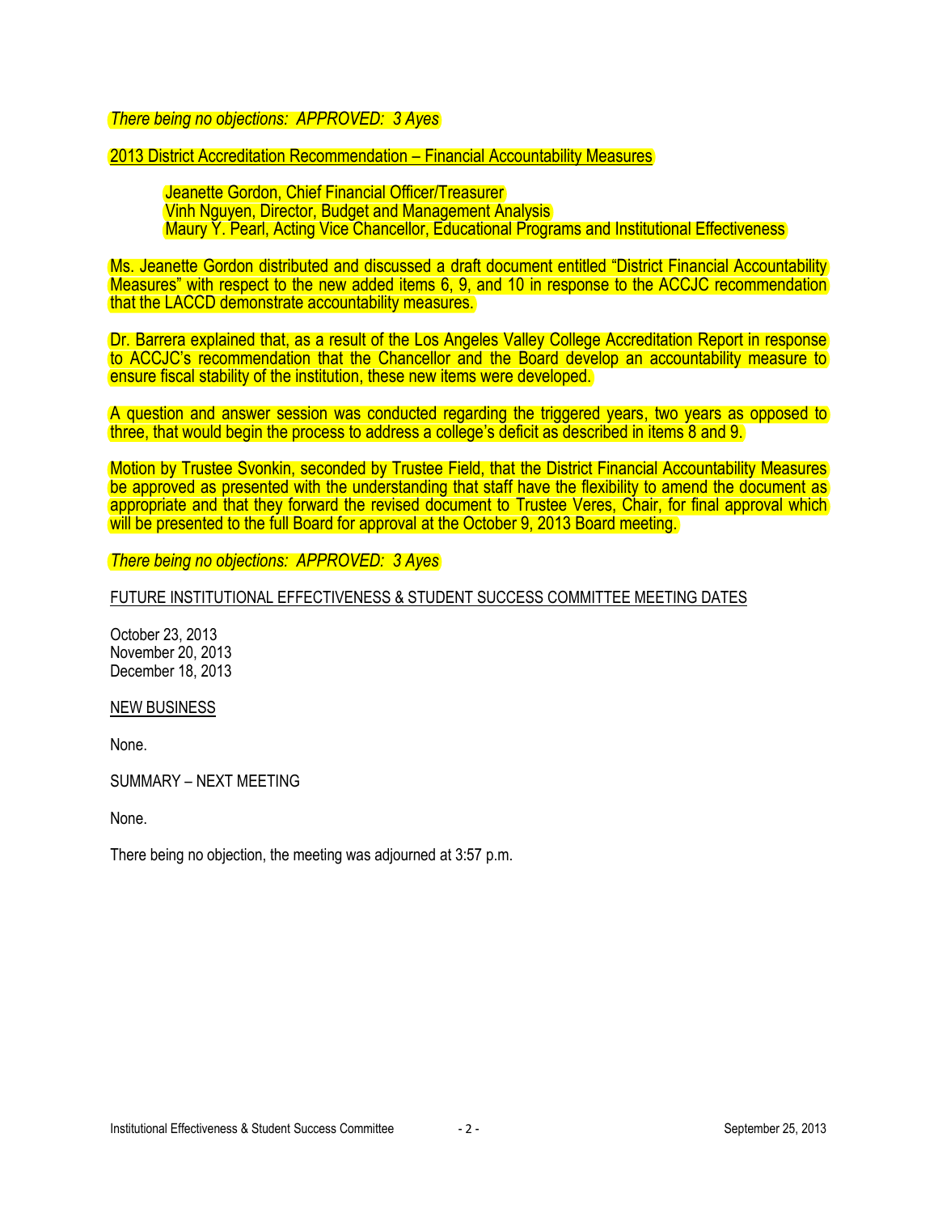*There being no objections: APPROVED: 3 Ayes*

2013 District Accreditation Recommendation – Financial Accountability Measures

Jeanette Gordon, Chief Financial Officer/Treasurer
Vinh Nguyen, Director, Budget and Management Analysis
Maury Y. Pearl, Acting Vice Chancellor, Educational Programs and Institutional Effectiveness

Ms. Jeanette Gordon distributed and discussed a draft document entitled "District Financial Accountability Measures" with respect to the new added items 6, 9, and 10 in response to the ACCJC recommendation that the LACCD demonstrate accountability measures.

Dr. Barrera explained that, as a result of the Los Angeles Valley College Accreditation Report in response to ACCJC's recommendation that the Chancellor and the Board develop an accountability measure to ensure fiscal stability of the institution, these new items were developed.

A question and answer session was conducted regarding the triggered years, two years as opposed to three, that would begin the process to address a college's deficit as described in items 8 and 9.

Motion by Trustee Svonkin, seconded by Trustee Field, that the District Financial Accountability Measures be approved as presented with the understanding that staff have the flexibility to amend the document as appropriate and that they forward the revised document to Trustee Veres, Chair, for final approval which will be presented to the full Board for approval at the October 9, 2013 Board meeting.

*There being no objections: APPROVED: 3 Ayes*

FUTURE INSTITUTIONAL EFFECTIVENESS & STUDENT SUCCESS COMMITTEE MEETING DATES

October 23, 2013
November 20, 2013
December 18, 2013

NEW BUSINESS

None.

SUMMARY – NEXT MEETING

None.

There being no objection, the meeting was adjourned at 3:57 p.m.